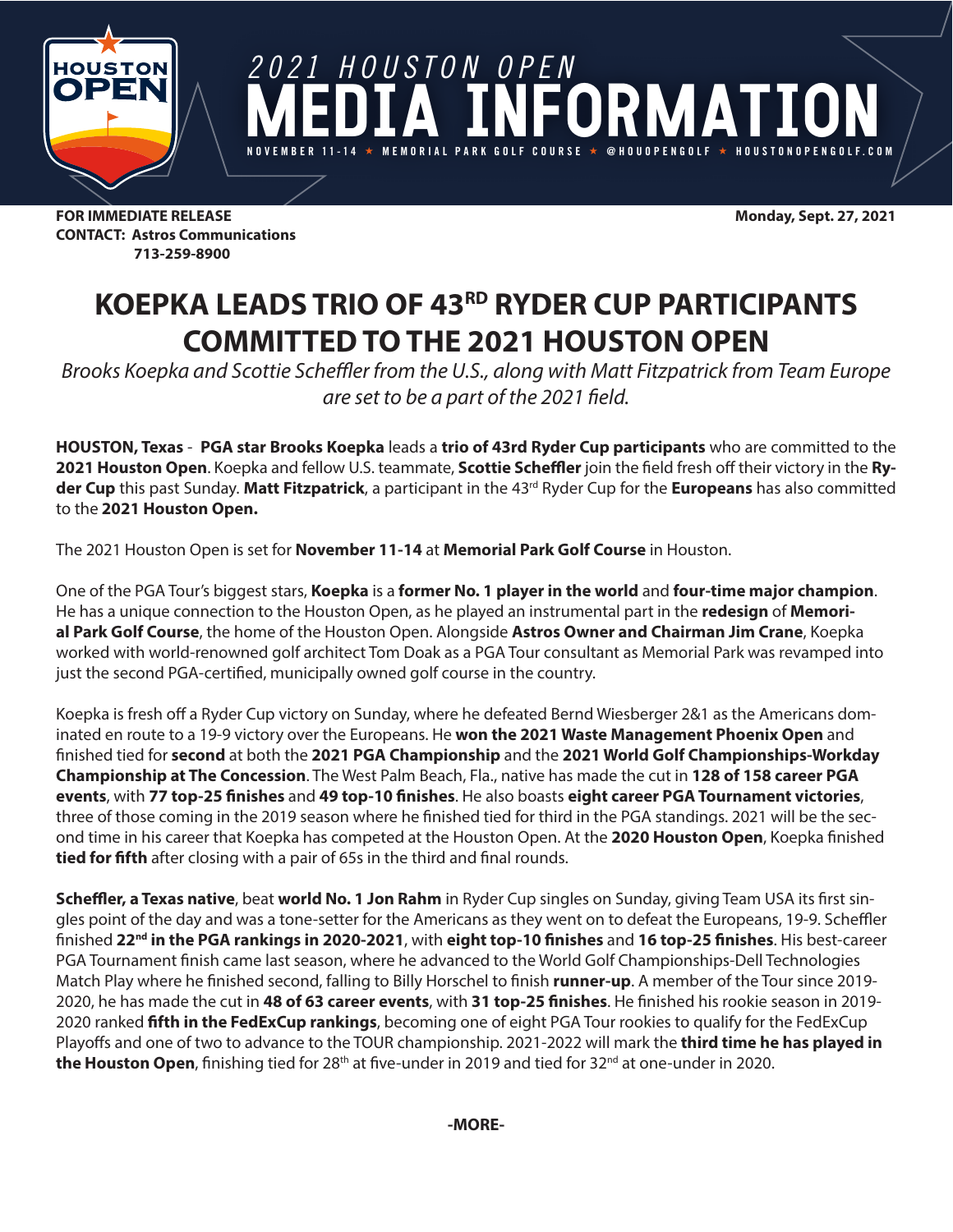# 2021 HOUSTON OPEN MEDIA INFORMATION

NOVEMBER 11-14 ★ MEMORIAL PARK GOLF COURSE ★ @HOUOPENGOLF ★ HOUSTONOPENGOLF.COM

**FOR IMMEDIATE RELEASE**
**CONTACT: Astros Communications**
**713-259-8900**

**Monday, Sept. 27, 2021**

## KOEPKA LEADS TRIO OF 43RD RYDER CUP PARTICIPANTS COMMITTED TO THE 2021 HOUSTON OPEN

*Brooks Koepka and Scottie Scheffler from the U.S., along with Matt Fitzpatrick from Team Europe are set to be a part of the 2021 field.*

**HOUSTON, Texas** - **PGA star Brooks Koepka** leads a **trio of 43rd Ryder Cup participants** who are committed to the **2021 Houston Open**. Koepka and fellow U.S. teammate, **Scottie Scheffler** join the field fresh off their victory in the **Ryder Cup** this past Sunday. **Matt Fitzpatrick**, a participant in the 43rd Ryder Cup for the **Europeans** has also committed to the **2021 Houston Open.**

The 2021 Houston Open is set for **November 11-14** at **Memorial Park Golf Course** in Houston.

One of the PGA Tour's biggest stars, **Koepka** is a **former No. 1 player in the world** and **four-time major champion**. He has a unique connection to the Houston Open, as he played an instrumental part in the **redesign** of **Memorial Park Golf Course**, the home of the Houston Open. Alongside **Astros Owner and Chairman Jim Crane**, Koepka worked with world-renowned golf architect Tom Doak as a PGA Tour consultant as Memorial Park was revamped into just the second PGA-certified, municipally owned golf course in the country.

Koepka is fresh off a Ryder Cup victory on Sunday, where he defeated Bernd Wiesberger 2&1 as the Americans dominated en route to a 19-9 victory over the Europeans. He **won the 2021 Waste Management Phoenix Open** and finished tied for **second** at both the **2021 PGA Championship** and the **2021 World Golf Championships-Workday Championship at The Concession**. The West Palm Beach, Fla., native has made the cut in **128 of 158 career PGA events**, with **77 top-25 finishes** and **49 top-10 finishes**. He also boasts **eight career PGA Tournament victories**, three of those coming in the 2019 season where he finished tied for third in the PGA standings. 2021 will be the second time in his career that Koepka has competed at the Houston Open. At the **2020 Houston Open**, Koepka finished **tied for fifth** after closing with a pair of 65s in the third and final rounds.

**Scheffler, a Texas native**, beat **world No. 1 Jon Rahm** in Ryder Cup singles on Sunday, giving Team USA its first singles point of the day and was a tone-setter for the Americans as they went on to defeat the Europeans, 19-9. Scheffler finished **22nd in the PGA rankings in 2020-2021**, with **eight top-10 finishes** and **16 top-25 finishes**. His best-career PGA Tournament finish came last season, where he advanced to the World Golf Championships-Dell Technologies Match Play where he finished second, falling to Billy Horschel to finish **runner-up**. A member of the Tour since 2019-2020, he has made the cut in **48 of 63 career events**, with **31 top-25 finishes**. He finished his rookie season in 2019-2020 ranked **fifth in the FedExCup rankings**, becoming one of eight PGA Tour rookies to qualify for the FedExCup Playoffs and one of two to advance to the TOUR championship. 2021-2022 will mark the **third time he has played in the Houston Open**, finishing tied for 28th at five-under in 2019 and tied for 32nd at one-under in 2020.

**-MORE-**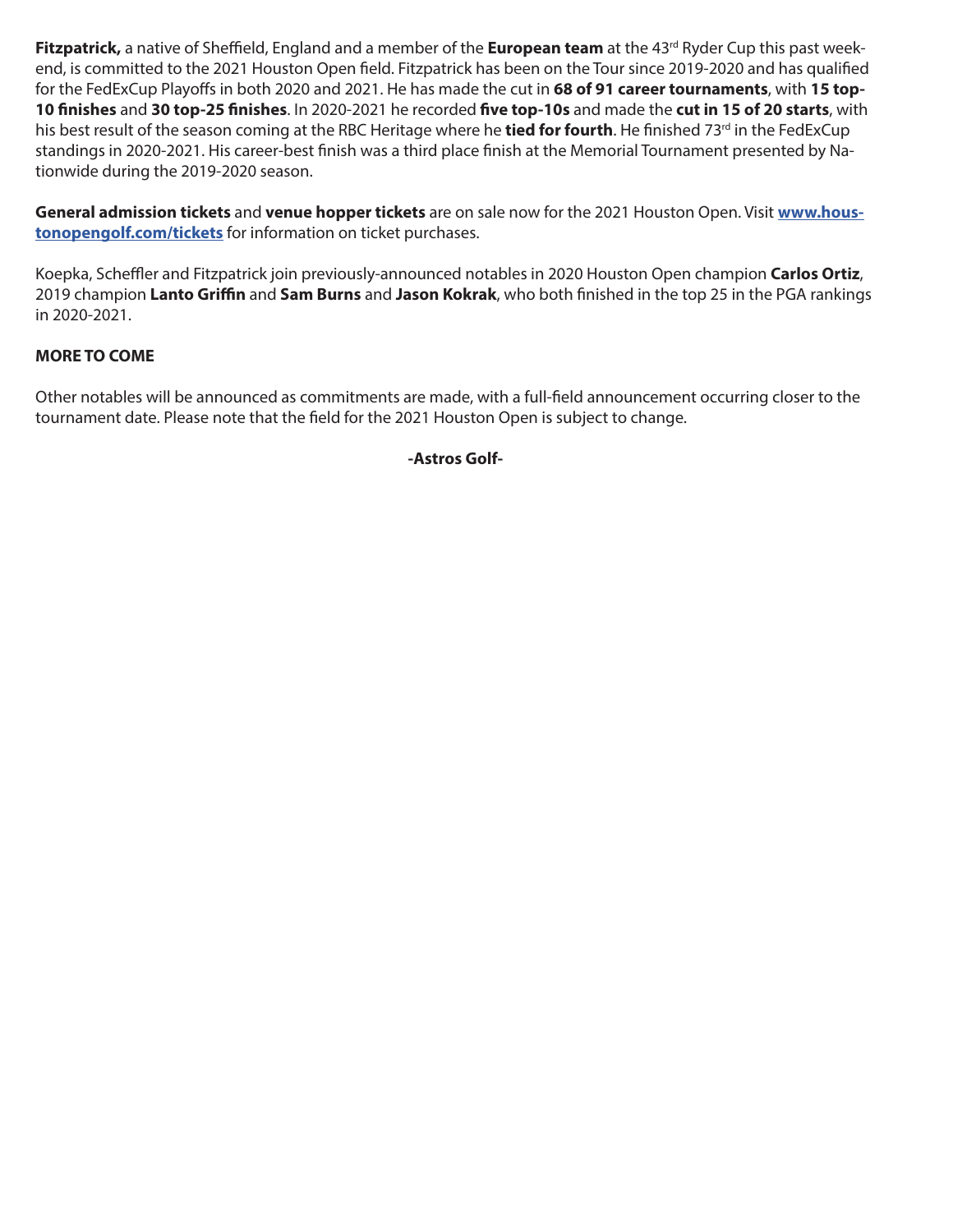**Fitzpatrick,** a native of Sheffield, England and a member of the **European team** at the 43rd Ryder Cup this past weekend, is committed to the 2021 Houston Open field. Fitzpatrick has been on the Tour since 2019-2020 and has qualified for the FedExCup Playoffs in both 2020 and 2021. He has made the cut in **68 of 91 career tournaments**, with **15 top-10 finishes** and **30 top-25 finishes**. In 2020-2021 he recorded **five top-10s** and made the **cut in 15 of 20 starts**, with his best result of the season coming at the RBC Heritage where he **tied for fourth**. He finished 73rd in the FedExCup standings in 2020-2021. His career-best finish was a third place finish at the Memorial Tournament presented by Nationwide during the 2019-2020 season.

**General admission tickets** and **venue hopper tickets** are on sale now for the 2021 Houston Open. Visit **www.houstonopengolf.com/tickets** for information on ticket purchases.

Koepka, Scheffler and Fitzpatrick join previously-announced notables in 2020 Houston Open champion **Carlos Ortiz**, 2019 champion **Lanto Griffin** and **Sam Burns** and **Jason Kokrak**, who both finished in the top 25 in the PGA rankings in 2020-2021.

**MORE TO COME**

Other notables will be announced as commitments are made, with a full-field announcement occurring closer to the tournament date. Please note that the field for the 2021 Houston Open is subject to change.

**-Astros Golf-**